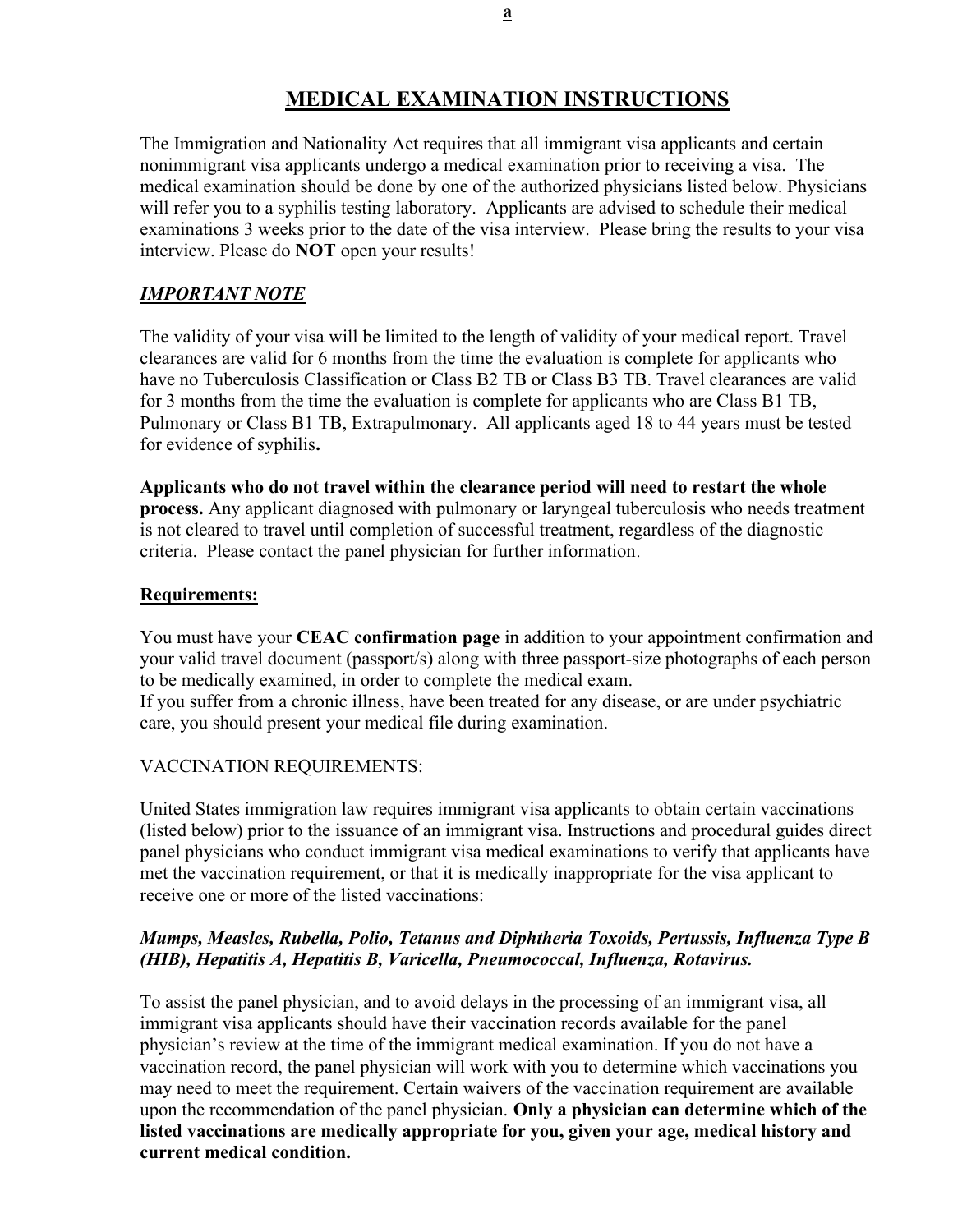**a**

# MEDICAL EXAMINATION INSTRUCTIONS

The Immigration and Nationality Act requires that all immigrant visa applicants and certain nonimmigrant visa applicants undergo a medical examination prior to receiving a visa. The medical examination should be done by one of the authorized physicians listed below. Physicians will refer you to a syphilis testing laboratory. Applicants are advised to schedule their medical examinations 3 weeks prior to the date of the visa interview. Please bring the results to your visa interview. Please do **NOT** open your results!

***IMPORTANT NOTE***

The validity of your visa will be limited to the length of validity of your medical report. Travel clearances are valid for 6 months from the time the evaluation is complete for applicants who have no Tuberculosis Classification or Class B2 TB or Class B3 TB. Travel clearances are valid for 3 months from the time the evaluation is complete for applicants who are Class B1 TB, Pulmonary or Class B1 TB, Extrapulmonary. All applicants aged 18 to 44 years must be tested for evidence of syphilis**.**

**Applicants who do not travel within the clearance period will need to restart the whole process.** Any applicant diagnosed with pulmonary or laryngeal tuberculosis who needs treatment is not cleared to travel until completion of successful treatment, regardless of the diagnostic criteria. Please contact the panel physician for further information.

**Requirements:**

You must have your **CEAC confirmation page** in addition to your appointment confirmation and your valid travel document (passport/s) along with three passport-size photographs of each person to be medically examined, in order to complete the medical exam.
If you suffer from a chronic illness, have been treated for any disease, or are under psychiatric care, you should present your medical file during examination.

VACCINATION REQUIREMENTS:

United States immigration law requires immigrant visa applicants to obtain certain vaccinations (listed below) prior to the issuance of an immigrant visa. Instructions and procedural guides direct panel physicians who conduct immigrant visa medical examinations to verify that applicants have met the vaccination requirement, or that it is medically inappropriate for the visa applicant to receive one or more of the listed vaccinations:

***Mumps, Measles, Rubella, Polio, Tetanus and Diphtheria Toxoids, Pertussis, Influenza Type B (HIB), Hepatitis A, Hepatitis B, Varicella, Pneumococcal, Influenza, Rotavirus.***

To assist the panel physician, and to avoid delays in the processing of an immigrant visa, all immigrant visa applicants should have their vaccination records available for the panel physician's review at the time of the immigrant medical examination. If you do not have a vaccination record, the panel physician will work with you to determine which vaccinations you may need to meet the requirement. Certain waivers of the vaccination requirement are available upon the recommendation of the panel physician. **Only a physician can determine which of the listed vaccinations are medically appropriate for you, given your age, medical history and current medical condition.**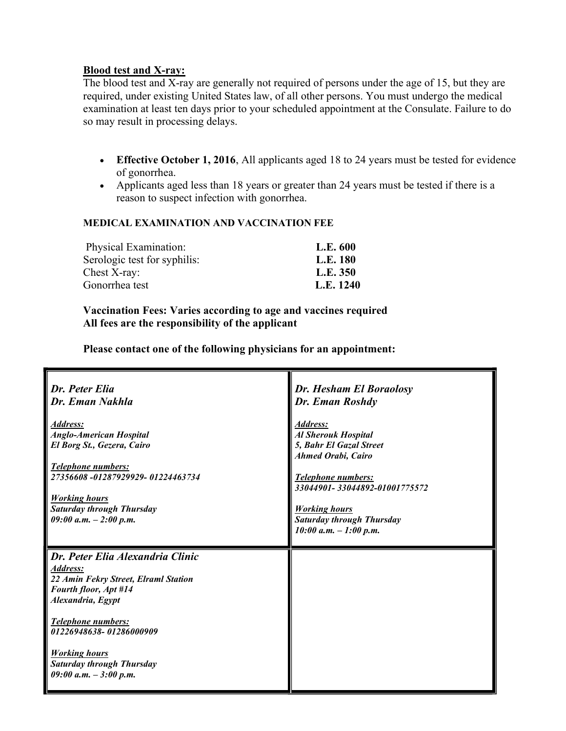**Blood test and X-ray:**

The blood test and X-ray are generally not required of persons under the age of 15, but they are required, under existing United States law, of all other persons. You must undergo the medical examination at least ten days prior to your scheduled appointment at the Consulate. Failure to do so may result in processing delays.

- **Effective October 1, 2016**, All applicants aged 18 to 24 years must be tested for evidence of gonorrhea.
- Applicants aged less than 18 years or greater than 24 years must be tested if there is a reason to suspect infection with gonorrhea.

**MEDICAL EXAMINATION AND VACCINATION FEE**

| | |
|---|---|
| Physical Examination: | **L.E. 600** |
| Serologic test for syphilis: | **L.E. 180** |
| Chest X-ray: | **L.E. 350** |
| Gonorrhea test | **L.E. 1240** |

**Vaccination Fees: Varies according to age and vaccines required**
**All fees are the responsibility of the applicant**

**Please contact one of the following physicians for an appointment:**

| | |
|---|---|
| ***Dr. Peter Elia***<br>***Dr. Eman Nakhla***<br><br>***Address:***<br>***Anglo-American Hospital***<br>***El Borg St., Gezera, Cairo***<br><br>***Telephone numbers:***<br>***27356608 -01287929929- 01224463734***<br><br>***Working hours***<br>***Saturday through Thursday***<br>***09:00 a.m. – 2:00 p.m.*** | ***Dr. Hesham El Boraolosy***<br>***Dr. Eman Roshdy***<br><br>***Address:***<br>***Al Sherouk Hospital***<br>***5, Bahr El Gazal Street***<br>***Ahmed Orabi, Cairo***<br><br>***Telephone numbers:***<br>***33044901- 33044892-01001775572***<br><br>***Working hours***<br>***Saturday through Thursday***<br>***10:00 a.m. – 1:00 p.m.*** |
| ***Dr. Peter Elia Alexandria Clinic***<br>***Address:***<br>***22 Amin Fekry Street, Elraml Station***<br>***Fourth floor, Apt #14***<br>***Alexandria, Egypt***<br><br>***Telephone numbers:***<br>***01226948638- 01286000909***<br><br>***Working hours***<br>***Saturday through Thursday***<br>***09:00 a.m. – 3:00 p.m.*** | |